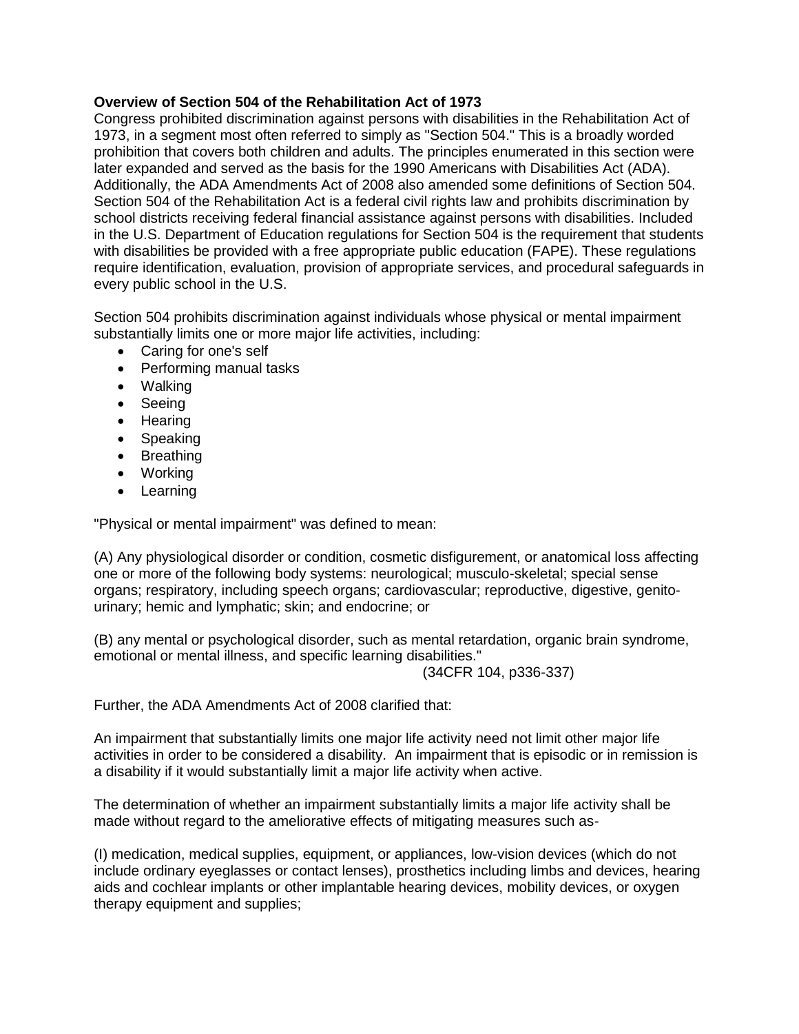**Overview of Section 504 of the Rehabilitation Act of 1973**

Congress prohibited discrimination against persons with disabilities in the Rehabilitation Act of 1973, in a segment most often referred to simply as "Section 504." This is a broadly worded prohibition that covers both children and adults. The principles enumerated in this section were later expanded and served as the basis for the 1990 Americans with Disabilities Act (ADA). Additionally, the ADA Amendments Act of 2008 also amended some definitions of Section 504. Section 504 of the Rehabilitation Act is a federal civil rights law and prohibits discrimination by school districts receiving federal financial assistance against persons with disabilities. Included in the U.S. Department of Education regulations for Section 504 is the requirement that students with disabilities be provided with a free appropriate public education (FAPE). These regulations require identification, evaluation, provision of appropriate services, and procedural safeguards in every public school in the U.S.

Section 504 prohibits discrimination against individuals whose physical or mental impairment substantially limits one or more major life activities, including:

- Caring for one's self
- Performing manual tasks
- Walking
- Seeing
- Hearing
- Speaking
- Breathing
- Working
- Learning

"Physical or mental impairment" was defined to mean:

(A) Any physiological disorder or condition, cosmetic disfigurement, or anatomical loss affecting one or more of the following body systems: neurological; musculo-skeletal; special sense organs; respiratory, including speech organs; cardiovascular; reproductive, digestive, genito-urinary; hemic and lymphatic; skin; and endocrine; or

(B) any mental or psychological disorder, such as mental retardation, organic brain syndrome, emotional or mental illness, and specific learning disabilities."

(34CFR 104, p336-337)

Further, the ADA Amendments Act of 2008 clarified that:

An impairment that substantially limits one major life activity need not limit other major life activities in order to be considered a disability. An impairment that is episodic or in remission is a disability if it would substantially limit a major life activity when active.

The determination of whether an impairment substantially limits a major life activity shall be made without regard to the ameliorative effects of mitigating measures such as-

(I) medication, medical supplies, equipment, or appliances, low-vision devices (which do not include ordinary eyeglasses or contact lenses), prosthetics including limbs and devices, hearing aids and cochlear implants or other implantable hearing devices, mobility devices, or oxygen therapy equipment and supplies;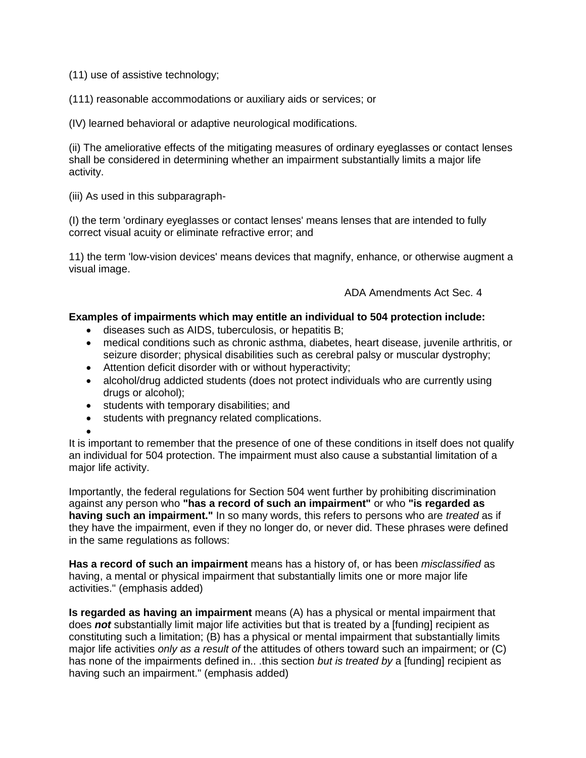(11) use of assistive technology;

(111) reasonable accommodations or auxiliary aids or services; or

(IV) learned behavioral or adaptive neurological modifications.

(ii) The ameliorative effects of the mitigating measures of ordinary eyeglasses or contact lenses shall be considered in determining whether an impairment substantially limits a major life activity.

(iii) As used in this subparagraph-

(I) the term 'ordinary eyeglasses or contact lenses' means lenses that are intended to fully correct visual acuity or eliminate refractive error; and

11) the term 'low-vision devices' means devices that magnify, enhance, or otherwise augment a visual image.

ADA Amendments Act Sec. 4

**Examples of impairments which may entitle an individual to 504 protection include:**

- diseases such as AIDS, tuberculosis, or hepatitis B;
- medical conditions such as chronic asthma, diabetes, heart disease, juvenile arthritis, or seizure disorder; physical disabilities such as cerebral palsy or muscular dystrophy;
- Attention deficit disorder with or without hyperactivity;
- alcohol/drug addicted students (does not protect individuals who are currently using drugs or alcohol);
- students with temporary disabilities; and
- students with pregnancy related complications.

It is important to remember that the presence of one of these conditions in itself does not qualify an individual for 504 protection. The impairment must also cause a substantial limitation of a major life activity.

Importantly, the federal regulations for Section 504 went further by prohibiting discrimination against any person who **"has a record of such an impairment"** or who **"is regarded as having such an impairment."** In so many words, this refers to persons who are *treated* as if they have the impairment, even if they no longer do, or never did. These phrases were defined in the same regulations as follows:

**Has a record of such an impairment** means has a history of, or has been *misclassified* as having, a mental or physical impairment that substantially limits one or more major life activities." (emphasis added)

**Is regarded as having an impairment** means (A) has a physical or mental impairment that does ***not*** substantially limit major life activities but that is treated by a [funding] recipient as constituting such a limitation; (B) has a physical or mental impairment that substantially limits major life activities *only as a result of* the attitudes of others toward such an impairment; or (C) has none of the impairments defined in.. .this section *but is treated by* a [funding] recipient as having such an impairment." (emphasis added)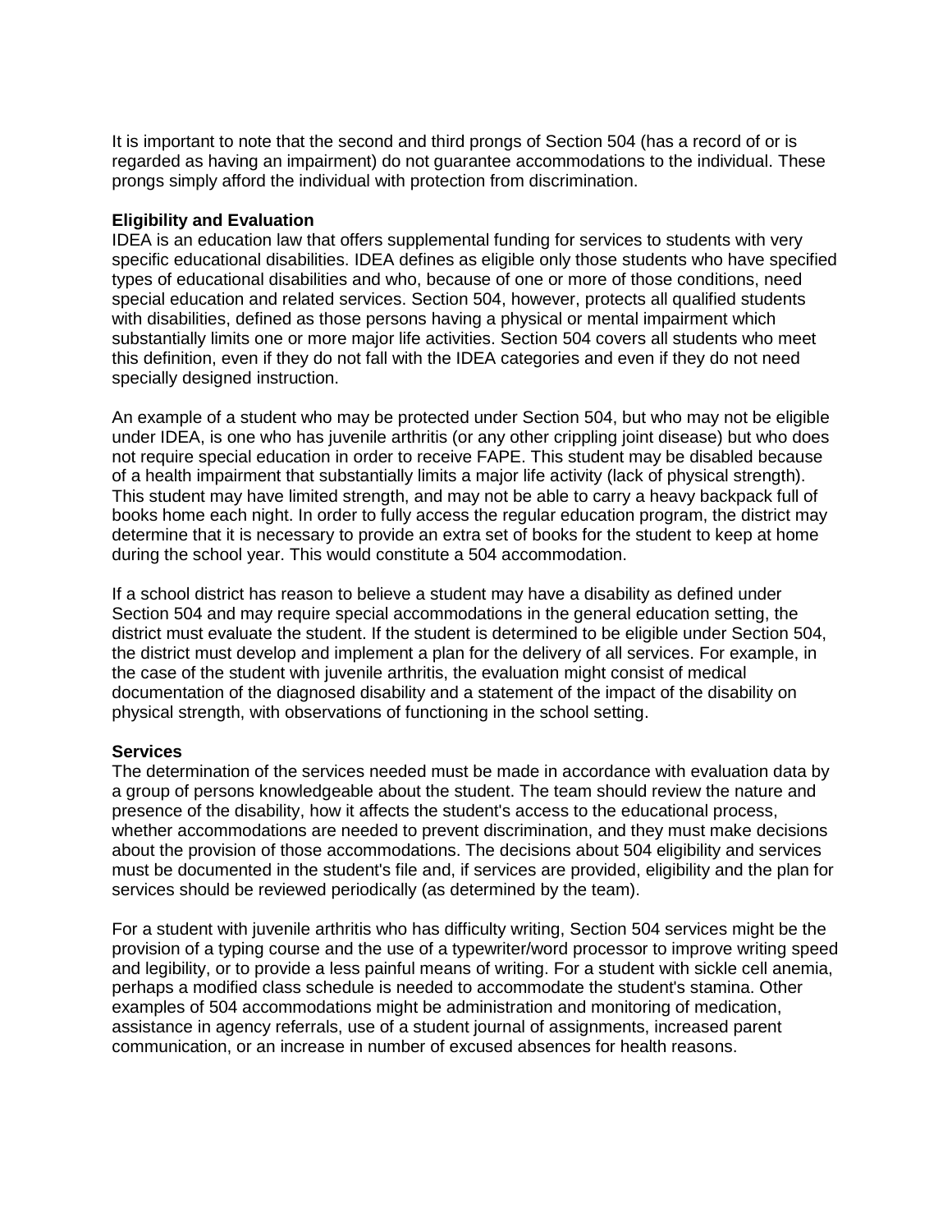It is important to note that the second and third prongs of Section 504 (has a record of or is regarded as having an impairment) do not guarantee accommodations to the individual. These prongs simply afford the individual with protection from discrimination.

**Eligibility and Evaluation**

IDEA is an education law that offers supplemental funding for services to students with very specific educational disabilities. IDEA defines as eligible only those students who have specified types of educational disabilities and who, because of one or more of those conditions, need special education and related services. Section 504, however, protects all qualified students with disabilities, defined as those persons having a physical or mental impairment which substantially limits one or more major life activities. Section 504 covers all students who meet this definition, even if they do not fall with the IDEA categories and even if they do not need specially designed instruction.

An example of a student who may be protected under Section 504, but who may not be eligible under IDEA, is one who has juvenile arthritis (or any other crippling joint disease) but who does not require special education in order to receive FAPE. This student may be disabled because of a health impairment that substantially limits a major life activity (lack of physical strength). This student may have limited strength, and may not be able to carry a heavy backpack full of books home each night. In order to fully access the regular education program, the district may determine that it is necessary to provide an extra set of books for the student to keep at home during the school year. This would constitute a 504 accommodation.

If a school district has reason to believe a student may have a disability as defined under Section 504 and may require special accommodations in the general education setting, the district must evaluate the student. If the student is determined to be eligible under Section 504, the district must develop and implement a plan for the delivery of all services. For example, in the case of the student with juvenile arthritis, the evaluation might consist of medical documentation of the diagnosed disability and a statement of the impact of the disability on physical strength, with observations of functioning in the school setting.

**Services**

The determination of the services needed must be made in accordance with evaluation data by a group of persons knowledgeable about the student. The team should review the nature and presence of the disability, how it affects the student's access to the educational process, whether accommodations are needed to prevent discrimination, and they must make decisions about the provision of those accommodations. The decisions about 504 eligibility and services must be documented in the student's file and, if services are provided, eligibility and the plan for services should be reviewed periodically (as determined by the team).

For a student with juvenile arthritis who has difficulty writing, Section 504 services might be the provision of a typing course and the use of a typewriter/word processor to improve writing speed and legibility, or to provide a less painful means of writing. For a student with sickle cell anemia, perhaps a modified class schedule is needed to accommodate the student's stamina. Other examples of 504 accommodations might be administration and monitoring of medication, assistance in agency referrals, use of a student journal of assignments, increased parent communication, or an increase in number of excused absences for health reasons.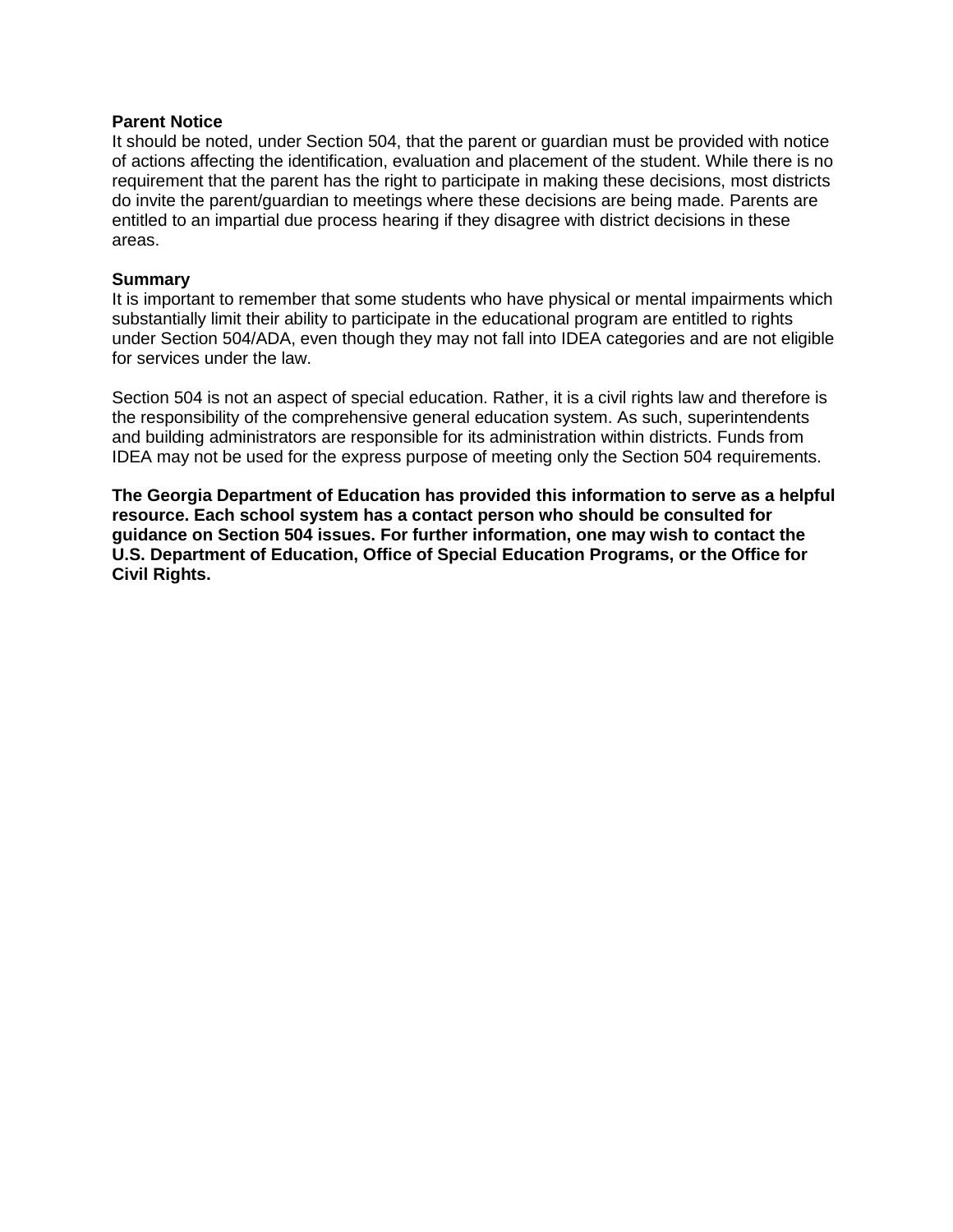**Parent Notice**
It should be noted, under Section 504, that the parent or guardian must be provided with notice of actions affecting the identification, evaluation and placement of the student. While there is no requirement that the parent has the right to participate in making these decisions, most districts do invite the parent/guardian to meetings where these decisions are being made. Parents are entitled to an impartial due process hearing if they disagree with district decisions in these areas.

**Summary**
It is important to remember that some students who have physical or mental impairments which substantially limit their ability to participate in the educational program are entitled to rights under Section 504/ADA, even though they may not fall into IDEA categories and are not eligible for services under the law.

Section 504 is not an aspect of special education. Rather, it is a civil rights law and therefore is the responsibility of the comprehensive general education system. As such, superintendents and building administrators are responsible for its administration within districts. Funds from IDEA may not be used for the express purpose of meeting only the Section 504 requirements.

**The Georgia Department of Education has provided this information to serve as a helpful resource. Each school system has a contact person who should be consulted for guidance on Section 504 issues. For further information, one may wish to contact the U.S. Department of Education, Office of Special Education Programs, or the Office for Civil Rights.**